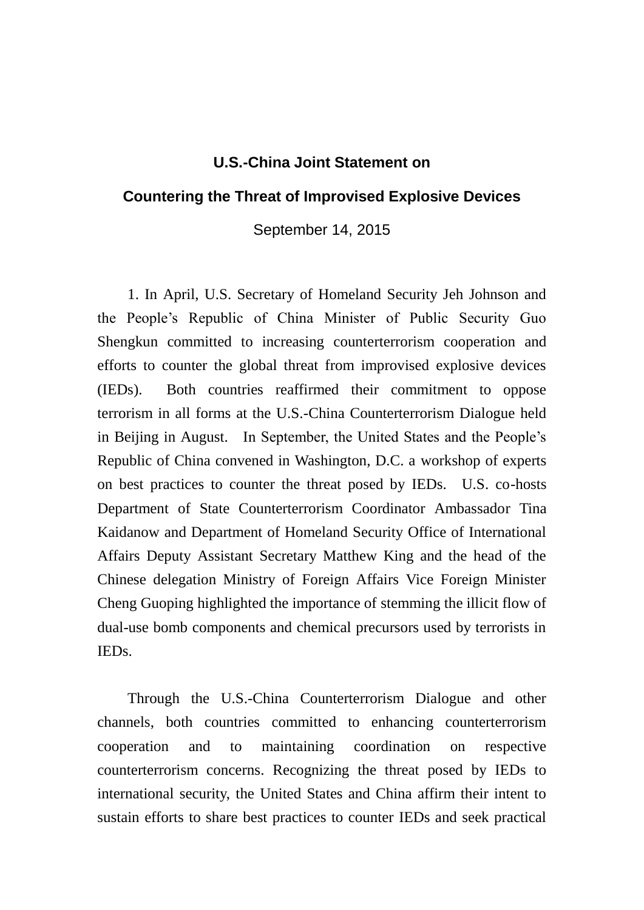# U.S.-China Joint Statement on

# Countering the Threat of Improvised Explosive Devices

September 14, 2015

1. In April, U.S. Secretary of Homeland Security Jeh Johnson and the People's Republic of China Minister of Public Security Guo Shengkun committed to increasing counterterrorism cooperation and efforts to counter the global threat from improvised explosive devices (IEDs). Both countries reaffirmed their commitment to oppose terrorism in all forms at the U.S.-China Counterterrorism Dialogue held in Beijing in August. In September, the United States and the People's Republic of China convened in Washington, D.C. a workshop of experts on best practices to counter the threat posed by IEDs. U.S. co-hosts Department of State Counterterrorism Coordinator Ambassador Tina Kaidanow and Department of Homeland Security Office of International Affairs Deputy Assistant Secretary Matthew King and the head of the Chinese delegation Ministry of Foreign Affairs Vice Foreign Minister Cheng Guoping highlighted the importance of stemming the illicit flow of dual-use bomb components and chemical precursors used by terrorists in IEDs.

Through the U.S.-China Counterterrorism Dialogue and other channels, both countries committed to enhancing counterterrorism cooperation and to maintaining coordination on respective counterterrorism concerns. Recognizing the threat posed by IEDs to international security, the United States and China affirm their intent to sustain efforts to share best practices to counter IEDs and seek practical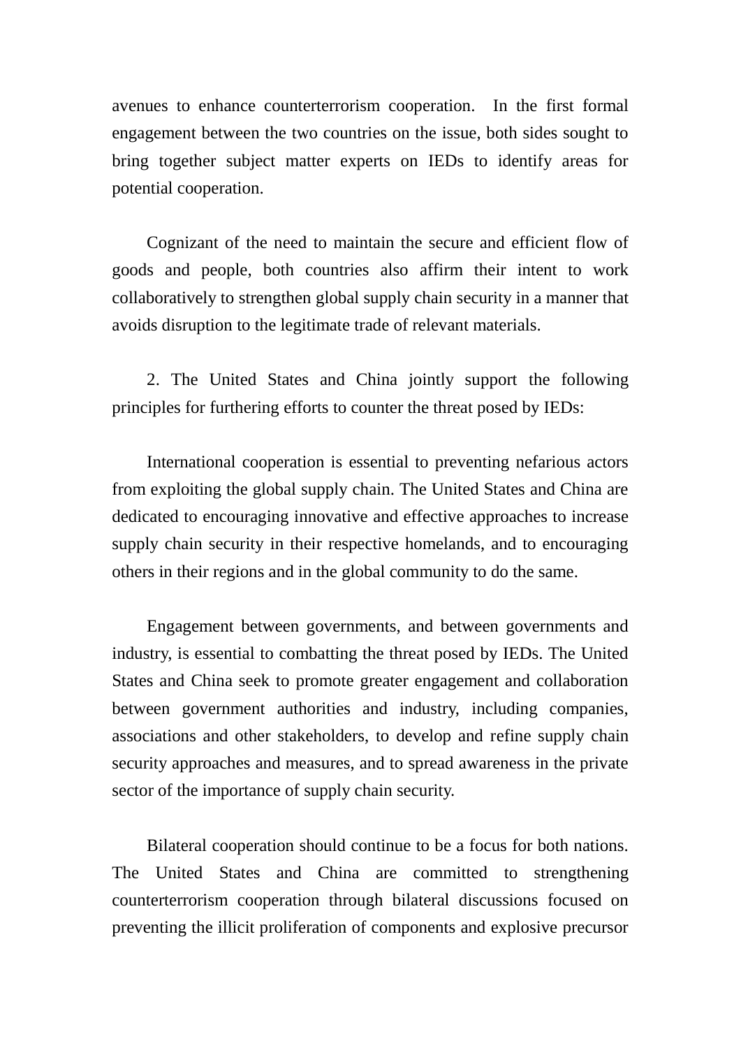avenues to enhance counterterrorism cooperation. In the first formal engagement between the two countries on the issue, both sides sought to bring together subject matter experts on IEDs to identify areas for potential cooperation.

Cognizant of the need to maintain the secure and efficient flow of goods and people, both countries also affirm their intent to work collaboratively to strengthen global supply chain security in a manner that avoids disruption to the legitimate trade of relevant materials.

2. The United States and China jointly support the following principles for furthering efforts to counter the threat posed by IEDs:

International cooperation is essential to preventing nefarious actors from exploiting the global supply chain. The United States and China are dedicated to encouraging innovative and effective approaches to increase supply chain security in their respective homelands, and to encouraging others in their regions and in the global community to do the same.

Engagement between governments, and between governments and industry, is essential to combatting the threat posed by IEDs. The United States and China seek to promote greater engagement and collaboration between government authorities and industry, including companies, associations and other stakeholders, to develop and refine supply chain security approaches and measures, and to spread awareness in the private sector of the importance of supply chain security.

Bilateral cooperation should continue to be a focus for both nations. The United States and China are committed to strengthening counterterrorism cooperation through bilateral discussions focused on preventing the illicit proliferation of components and explosive precursor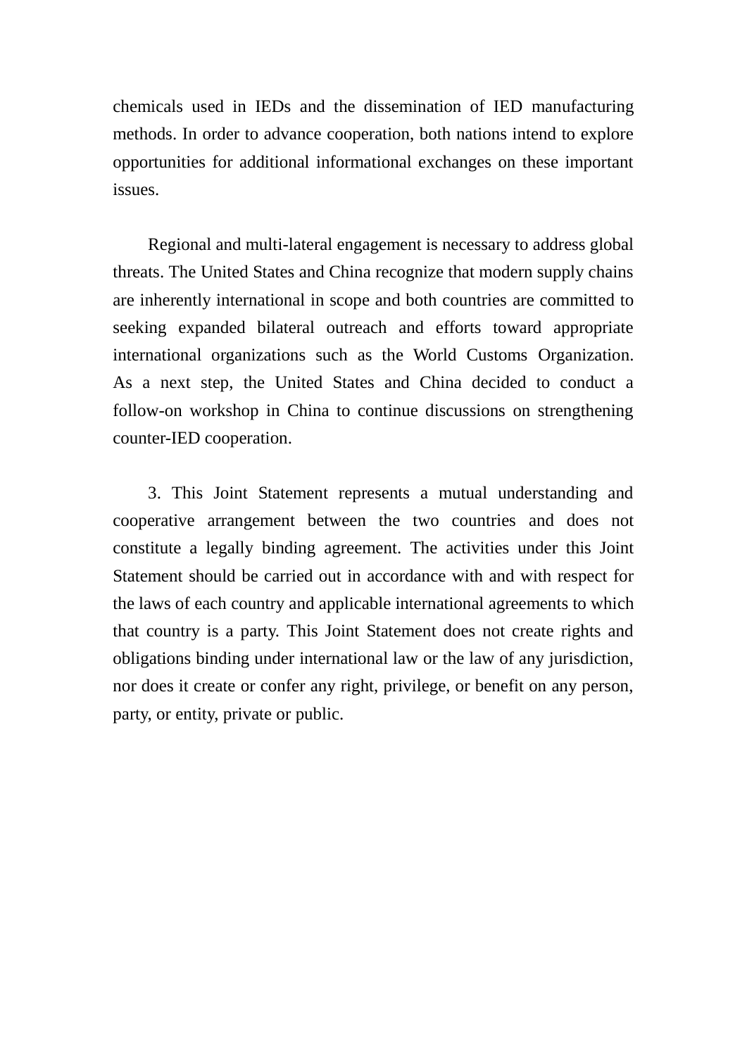chemicals used in IEDs and the dissemination of IED manufacturing methods. In order to advance cooperation, both nations intend to explore opportunities for additional informational exchanges on these important issues.

Regional and multi-lateral engagement is necessary to address global threats. The United States and China recognize that modern supply chains are inherently international in scope and both countries are committed to seeking expanded bilateral outreach and efforts toward appropriate international organizations such as the World Customs Organization. As a next step, the United States and China decided to conduct a follow-on workshop in China to continue discussions on strengthening counter-IED cooperation.

3. This Joint Statement represents a mutual understanding and cooperative arrangement between the two countries and does not constitute a legally binding agreement. The activities under this Joint Statement should be carried out in accordance with and with respect for the laws of each country and applicable international agreements to which that country is a party. This Joint Statement does not create rights and obligations binding under international law or the law of any jurisdiction, nor does it create or confer any right, privilege, or benefit on any person, party, or entity, private or public.